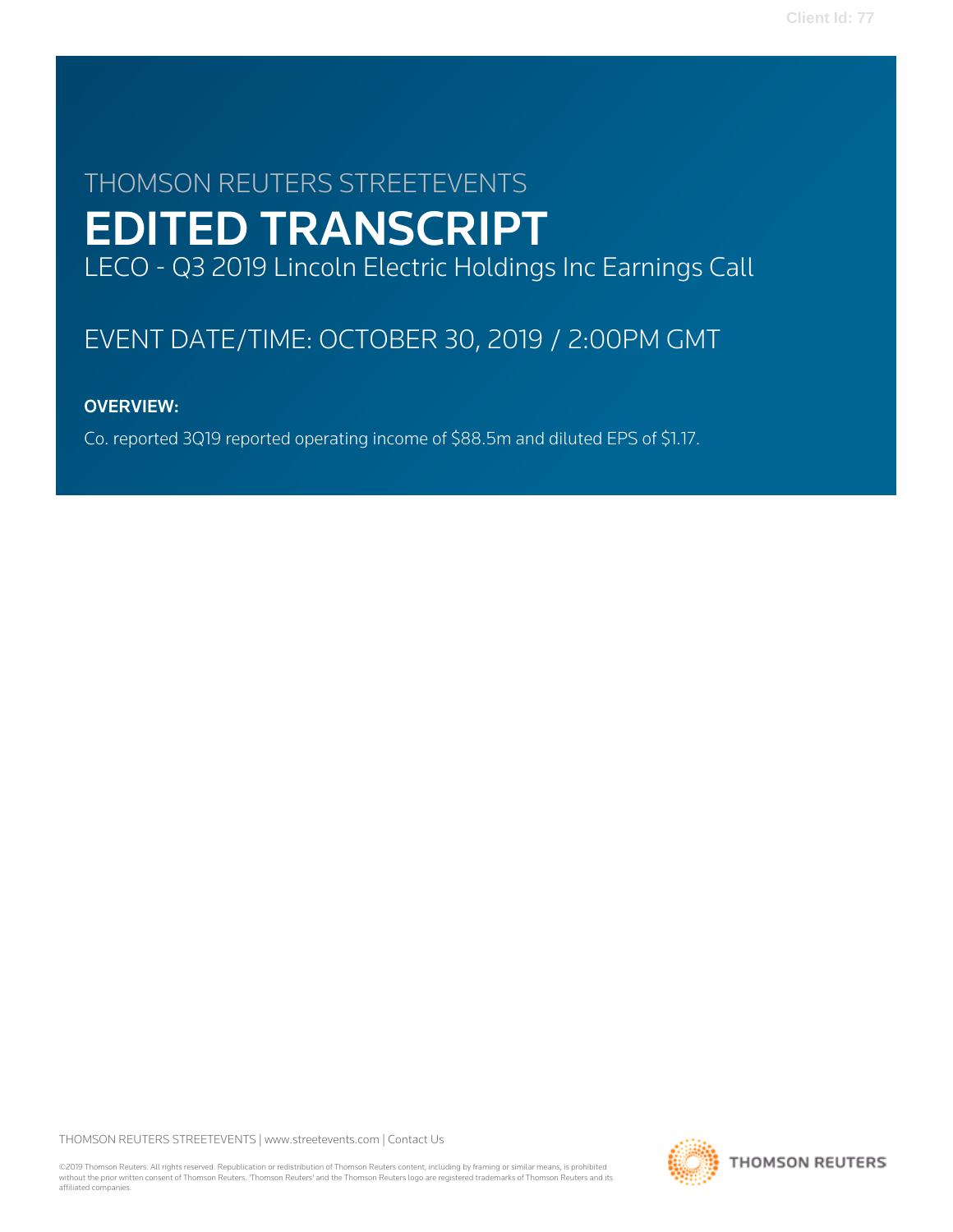Client Id: 77

THOMSON REUTERS STREETEVENTS

# EDITED TRANSCRIPT

LECO - Q3 2019 Lincoln Electric Holdings Inc Earnings Call

EVENT DATE/TIME: OCTOBER 30, 2019 / 2:00PM GMT

**OVERVIEW:**

Co. reported 3Q19 reported operating income of $88.5m and diluted EPS of $1.17.

THOMSON REUTERS STREETEVENTS | www.streetevents.com | Contact Us

©2019 Thomson Reuters. All rights reserved. Republication or redistribution of Thomson Reuters content, including by framing or similar means, is prohibited without the prior written consent of Thomson Reuters. 'Thomson Reuters' and the Thomson Reuters logo are registered trademarks of Thomson Reuters and its affiliated companies.

THOMSON REUTERS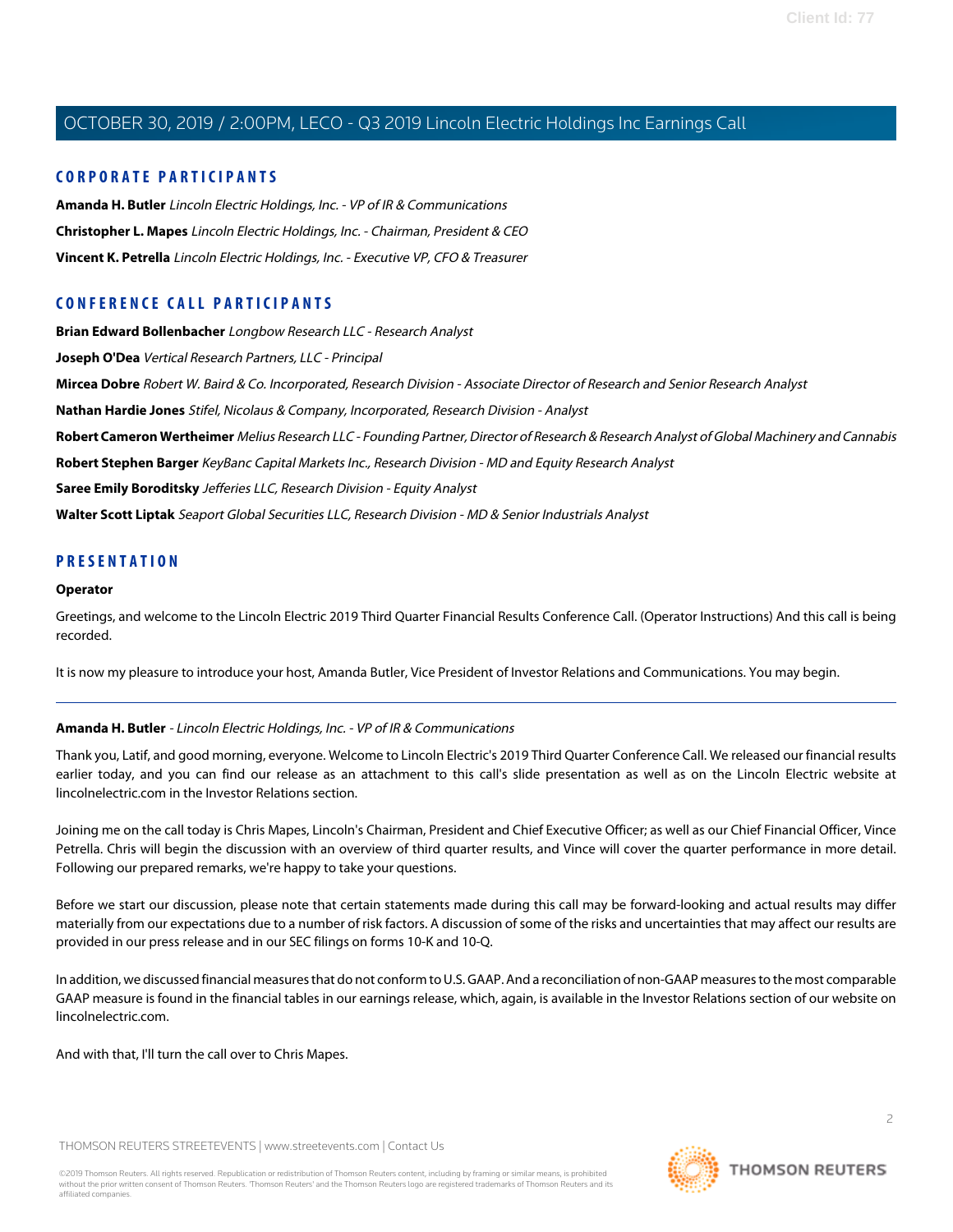## CORPORATE PARTICIPANTS

**Amanda H. Butler** *Lincoln Electric Holdings, Inc. - VP of IR & Communications*

**Christopher L. Mapes** *Lincoln Electric Holdings, Inc. - Chairman, President & CEO*

**Vincent K. Petrella** *Lincoln Electric Holdings, Inc. - Executive VP, CFO & Treasurer*

## CONFERENCE CALL PARTICIPANTS

**Brian Edward Bollenbacher** *Longbow Research LLC - Research Analyst*

**Joseph O'Dea** *Vertical Research Partners, LLC - Principal*

**Mircea Dobre** *Robert W. Baird & Co. Incorporated, Research Division - Associate Director of Research and Senior Research Analyst*

**Nathan Hardie Jones** *Stifel, Nicolaus & Company, Incorporated, Research Division - Analyst*

**Robert Cameron Wertheimer** *Melius Research LLC - Founding Partner, Director of Research & Research Analyst of Global Machinery and Cannabis*

**Robert Stephen Barger** *KeyBanc Capital Markets Inc., Research Division - MD and Equity Research Analyst*

**Saree Emily Boroditsky** *Jefferies LLC, Research Division - Equity Analyst*

**Walter Scott Liptak** *Seaport Global Securities LLC, Research Division - MD & Senior Industrials Analyst*

## PRESENTATION

**Operator**

Greetings, and welcome to the Lincoln Electric 2019 Third Quarter Financial Results Conference Call. (Operator Instructions) And this call is being recorded.

It is now my pleasure to introduce your host, Amanda Butler, Vice President of Investor Relations and Communications. You may begin.

---

**Amanda H. Butler** - *Lincoln Electric Holdings, Inc. - VP of IR & Communications*

Thank you, Latif, and good morning, everyone. Welcome to Lincoln Electric's 2019 Third Quarter Conference Call. We released our financial results earlier today, and you can find our release as an attachment to this call's slide presentation as well as on the Lincoln Electric website at lincolnelectric.com in the Investor Relations section.

Joining me on the call today is Chris Mapes, Lincoln's Chairman, President and Chief Executive Officer; as well as our Chief Financial Officer, Vince Petrella. Chris will begin the discussion with an overview of third quarter results, and Vince will cover the quarter performance in more detail. Following our prepared remarks, we're happy to take your questions.

Before we start our discussion, please note that certain statements made during this call may be forward-looking and actual results may differ materially from our expectations due to a number of risk factors. A discussion of some of the risks and uncertainties that may affect our results are provided in our press release and in our SEC filings on forms 10-K and 10-Q.

In addition, we discussed financial measures that do not conform to U.S. GAAP. And a reconciliation of non-GAAP measures to the most comparable GAAP measure is found in the financial tables in our earnings release, which, again, is available in the Investor Relations section of our website on lincolnelectric.com.

And with that, I'll turn the call over to Chris Mapes.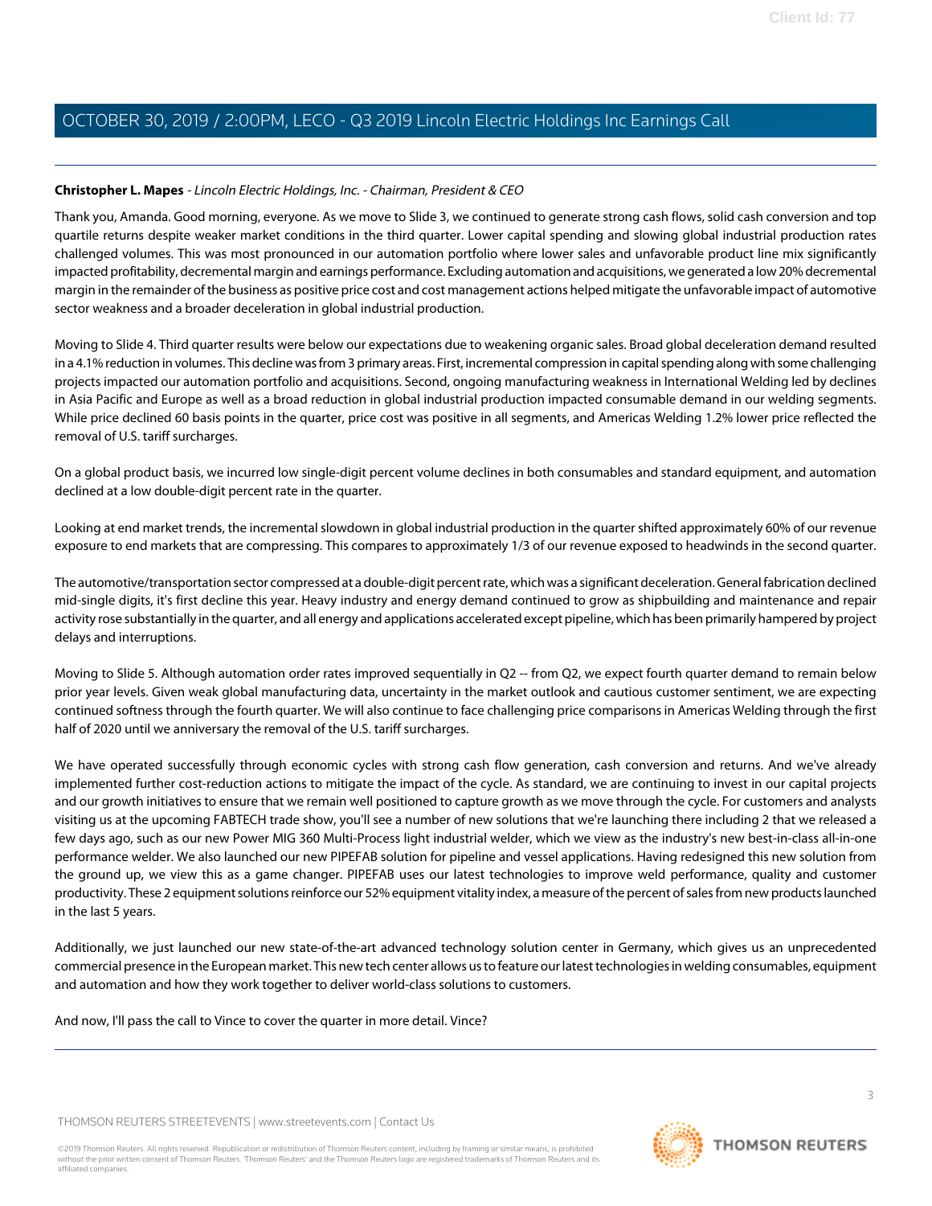**Christopher L. Mapes** - *Lincoln Electric Holdings, Inc. - Chairman, President & CEO*

Thank you, Amanda. Good morning, everyone. As we move to Slide 3, we continued to generate strong cash flows, solid cash conversion and top quartile returns despite weaker market conditions in the third quarter. Lower capital spending and slowing global industrial production rates challenged volumes. This was most pronounced in our automation portfolio where lower sales and unfavorable product line mix significantly impacted profitability, decremental margin and earnings performance. Excluding automation and acquisitions, we generated a low 20% decremental margin in the remainder of the business as positive price cost and cost management actions helped mitigate the unfavorable impact of automotive sector weakness and a broader deceleration in global industrial production.

Moving to Slide 4. Third quarter results were below our expectations due to weakening organic sales. Broad global deceleration demand resulted in a 4.1% reduction in volumes. This decline was from 3 primary areas. First, incremental compression in capital spending along with some challenging projects impacted our automation portfolio and acquisitions. Second, ongoing manufacturing weakness in International Welding led by declines in Asia Pacific and Europe as well as a broad reduction in global industrial production impacted consumable demand in our welding segments. While price declined 60 basis points in the quarter, price cost was positive in all segments, and Americas Welding 1.2% lower price reflected the removal of U.S. tariff surcharges.

On a global product basis, we incurred low single-digit percent volume declines in both consumables and standard equipment, and automation declined at a low double-digit percent rate in the quarter.

Looking at end market trends, the incremental slowdown in global industrial production in the quarter shifted approximately 60% of our revenue exposure to end markets that are compressing. This compares to approximately 1/3 of our revenue exposed to headwinds in the second quarter.

The automotive/transportation sector compressed at a double-digit percent rate, which was a significant deceleration. General fabrication declined mid-single digits, it's first decline this year. Heavy industry and energy demand continued to grow as shipbuilding and maintenance and repair activity rose substantially in the quarter, and all energy and applications accelerated except pipeline, which has been primarily hampered by project delays and interruptions.

Moving to Slide 5. Although automation order rates improved sequentially in Q2 -- from Q2, we expect fourth quarter demand to remain below prior year levels. Given weak global manufacturing data, uncertainty in the market outlook and cautious customer sentiment, we are expecting continued softness through the fourth quarter. We will also continue to face challenging price comparisons in Americas Welding through the first half of 2020 until we anniversary the removal of the U.S. tariff surcharges.

We have operated successfully through economic cycles with strong cash flow generation, cash conversion and returns. And we've already implemented further cost-reduction actions to mitigate the impact of the cycle. As standard, we are continuing to invest in our capital projects and our growth initiatives to ensure that we remain well positioned to capture growth as we move through the cycle. For customers and analysts visiting us at the upcoming FABTECH trade show, you'll see a number of new solutions that we're launching there including 2 that we released a few days ago, such as our new Power MIG 360 Multi-Process light industrial welder, which we view as the industry's new best-in-class all-in-one performance welder. We also launched our new PIPEFAB solution for pipeline and vessel applications. Having redesigned this new solution from the ground up, we view this as a game changer. PIPEFAB uses our latest technologies to improve weld performance, quality and customer productivity. These 2 equipment solutions reinforce our 52% equipment vitality index, a measure of the percent of sales from new products launched in the last 5 years.

Additionally, we just launched our new state-of-the-art advanced technology solution center in Germany, which gives us an unprecedented commercial presence in the European market. This new tech center allows us to feature our latest technologies in welding consumables, equipment and automation and how they work together to deliver world-class solutions to customers.

And now, I'll pass the call to Vince to cover the quarter in more detail. Vince?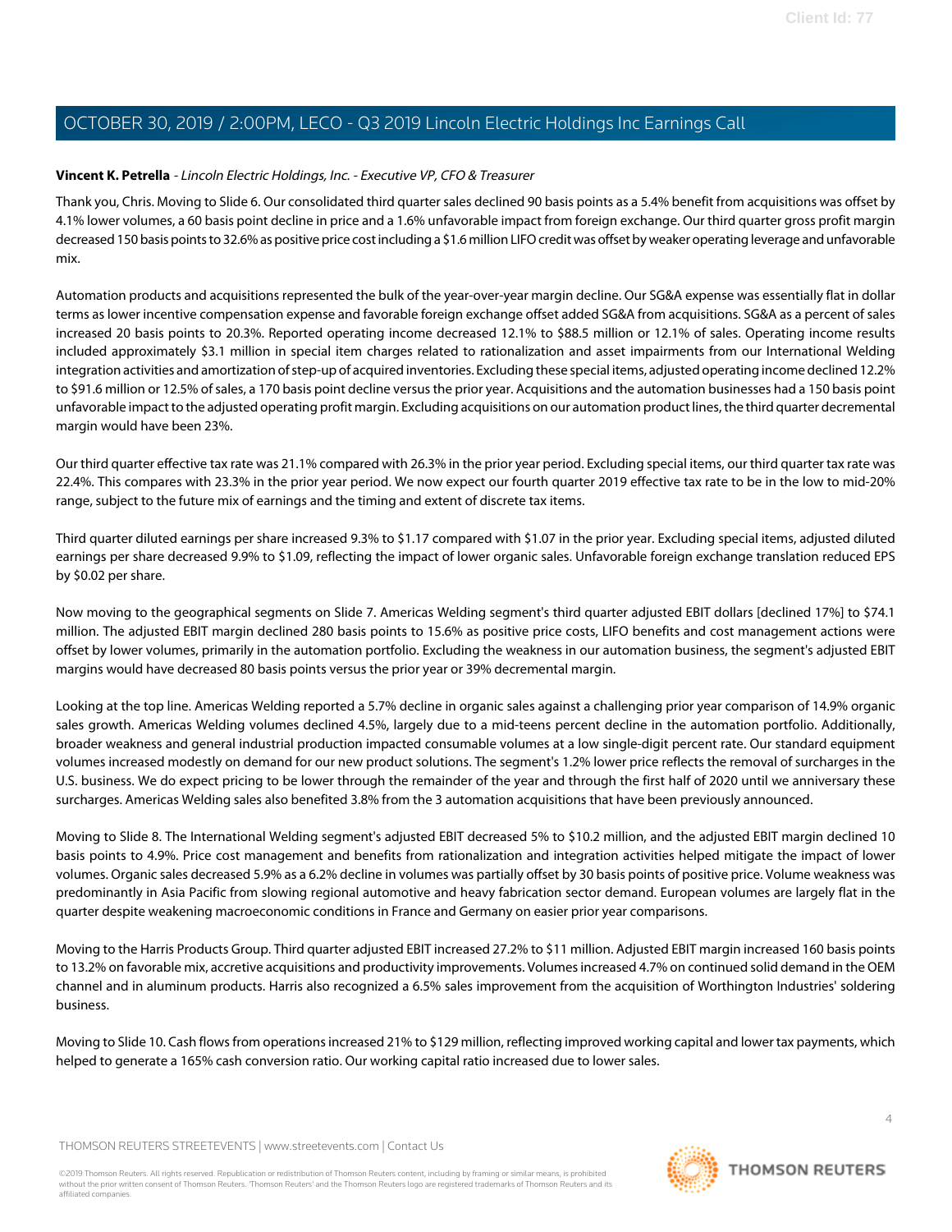**Vincent K. Petrella** - *Lincoln Electric Holdings, Inc. - Executive VP, CFO & Treasurer*

Thank you, Chris. Moving to Slide 6. Our consolidated third quarter sales declined 90 basis points as a 5.4% benefit from acquisitions was offset by 4.1% lower volumes, a 60 basis point decline in price and a 1.6% unfavorable impact from foreign exchange. Our third quarter gross profit margin decreased 150 basis points to 32.6% as positive price cost including a $1.6 million LIFO credit was offset by weaker operating leverage and unfavorable mix.

Automation products and acquisitions represented the bulk of the year-over-year margin decline. Our SG&A expense was essentially flat in dollar terms as lower incentive compensation expense and favorable foreign exchange offset added SG&A from acquisitions. SG&A as a percent of sales increased 20 basis points to 20.3%. Reported operating income decreased 12.1% to $88.5 million or 12.1% of sales. Operating income results included approximately $3.1 million in special item charges related to rationalization and asset impairments from our International Welding integration activities and amortization of step-up of acquired inventories. Excluding these special items, adjusted operating income declined 12.2% to $91.6 million or 12.5% of sales, a 170 basis point decline versus the prior year. Acquisitions and the automation businesses had a 150 basis point unfavorable impact to the adjusted operating profit margin. Excluding acquisitions on our automation product lines, the third quarter decremental margin would have been 23%.

Our third quarter effective tax rate was 21.1% compared with 26.3% in the prior year period. Excluding special items, our third quarter tax rate was 22.4%. This compares with 23.3% in the prior year period. We now expect our fourth quarter 2019 effective tax rate to be in the low to mid-20% range, subject to the future mix of earnings and the timing and extent of discrete tax items.

Third quarter diluted earnings per share increased 9.3% to $1.17 compared with $1.07 in the prior year. Excluding special items, adjusted diluted earnings per share decreased 9.9% to $1.09, reflecting the impact of lower organic sales. Unfavorable foreign exchange translation reduced EPS by $0.02 per share.

Now moving to the geographical segments on Slide 7. Americas Welding segment's third quarter adjusted EBIT dollars [declined 17%] to $74.1 million. The adjusted EBIT margin declined 280 basis points to 15.6% as positive price costs, LIFO benefits and cost management actions were offset by lower volumes, primarily in the automation portfolio. Excluding the weakness in our automation business, the segment's adjusted EBIT margins would have decreased 80 basis points versus the prior year or 39% decremental margin.

Looking at the top line. Americas Welding reported a 5.7% decline in organic sales against a challenging prior year comparison of 14.9% organic sales growth. Americas Welding volumes declined 4.5%, largely due to a mid-teens percent decline in the automation portfolio. Additionally, broader weakness and general industrial production impacted consumable volumes at a low single-digit percent rate. Our standard equipment volumes increased modestly on demand for our new product solutions. The segment's 1.2% lower price reflects the removal of surcharges in the U.S. business. We do expect pricing to be lower through the remainder of the year and through the first half of 2020 until we anniversary these surcharges. Americas Welding sales also benefited 3.8% from the 3 automation acquisitions that have been previously announced.

Moving to Slide 8. The International Welding segment's adjusted EBIT decreased 5% to $10.2 million, and the adjusted EBIT margin declined 10 basis points to 4.9%. Price cost management and benefits from rationalization and integration activities helped mitigate the impact of lower volumes. Organic sales decreased 5.9% as a 6.2% decline in volumes was partially offset by 30 basis points of positive price. Volume weakness was predominantly in Asia Pacific from slowing regional automotive and heavy fabrication sector demand. European volumes are largely flat in the quarter despite weakening macroeconomic conditions in France and Germany on easier prior year comparisons.

Moving to the Harris Products Group. Third quarter adjusted EBIT increased 27.2% to $11 million. Adjusted EBIT margin increased 160 basis points to 13.2% on favorable mix, accretive acquisitions and productivity improvements. Volumes increased 4.7% on continued solid demand in the OEM channel and in aluminum products. Harris also recognized a 6.5% sales improvement from the acquisition of Worthington Industries' soldering business.

Moving to Slide 10. Cash flows from operations increased 21% to $129 million, reflecting improved working capital and lower tax payments, which helped to generate a 165% cash conversion ratio. Our working capital ratio increased due to lower sales.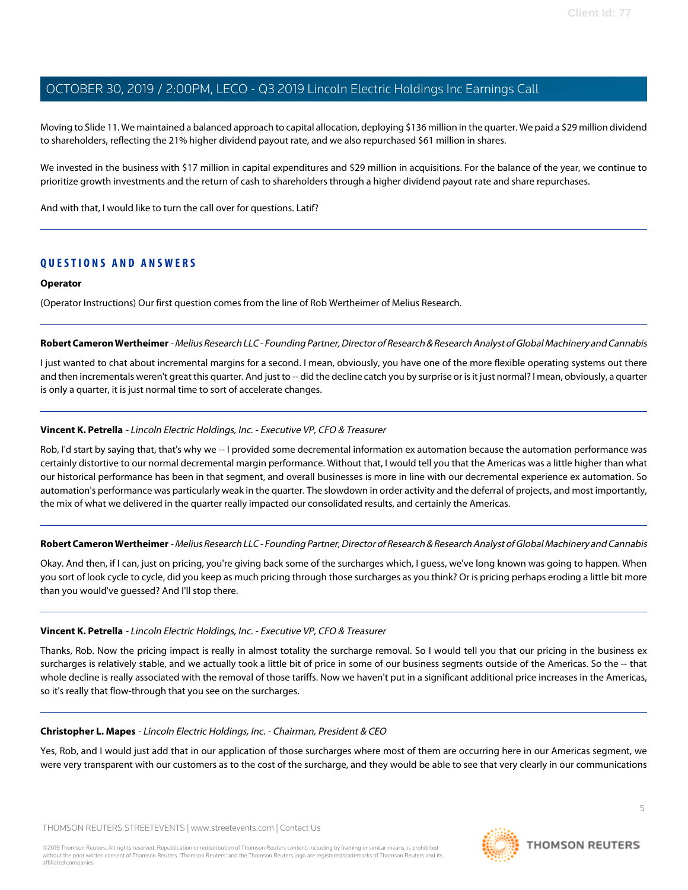Moving to Slide 11. We maintained a balanced approach to capital allocation, deploying $136 million in the quarter. We paid a $29 million dividend to shareholders, reflecting the 21% higher dividend payout rate, and we also repurchased $61 million in shares.

We invested in the business with $17 million in capital expenditures and $29 million in acquisitions. For the balance of the year, we continue to prioritize growth investments and the return of cash to shareholders through a higher dividend payout rate and share repurchases.

And with that, I would like to turn the call over for questions. Latif?

## QUESTIONS AND ANSWERS

**Operator**

(Operator Instructions) Our first question comes from the line of Rob Wertheimer of Melius Research.

---

**Robert Cameron Wertheimer** - *Melius Research LLC - Founding Partner, Director of Research & Research Analyst of Global Machinery and Cannabis*

I just wanted to chat about incremental margins for a second. I mean, obviously, you have one of the more flexible operating systems out there and then incrementals weren't great this quarter. And just to -- did the decline catch you by surprise or is it just normal? I mean, obviously, a quarter is only a quarter, it is just normal time to sort of accelerate changes.

---

**Vincent K. Petrella** - *Lincoln Electric Holdings, Inc. - Executive VP, CFO & Treasurer*

Rob, I'd start by saying that, that's why we -- I provided some decremental information ex automation because the automation performance was certainly distortive to our normal decremental margin performance. Without that, I would tell you that the Americas was a little higher than what our historical performance has been in that segment, and overall businesses is more in line with our decremental experience ex automation. So automation's performance was particularly weak in the quarter. The slowdown in order activity and the deferral of projects, and most importantly, the mix of what we delivered in the quarter really impacted our consolidated results, and certainly the Americas.

---

**Robert Cameron Wertheimer** - *Melius Research LLC - Founding Partner, Director of Research & Research Analyst of Global Machinery and Cannabis*

Okay. And then, if I can, just on pricing, you're giving back some of the surcharges which, I guess, we've long known was going to happen. When you sort of look cycle to cycle, did you keep as much pricing through those surcharges as you think? Or is pricing perhaps eroding a little bit more than you would've guessed? And I'll stop there.

---

**Vincent K. Petrella** - *Lincoln Electric Holdings, Inc. - Executive VP, CFO & Treasurer*

Thanks, Rob. Now the pricing impact is really in almost totality the surcharge removal. So I would tell you that our pricing in the business ex surcharges is relatively stable, and we actually took a little bit of price in some of our business segments outside of the Americas. So the -- that whole decline is really associated with the removal of those tariffs. Now we haven't put in a significant additional price increases in the Americas, so it's really that flow-through that you see on the surcharges.

---

**Christopher L. Mapes** - *Lincoln Electric Holdings, Inc. - Chairman, President & CEO*

Yes, Rob, and I would just add that in our application of those surcharges where most of them are occurring here in our Americas segment, we were very transparent with our customers as to the cost of the surcharge, and they would be able to see that very clearly in our communications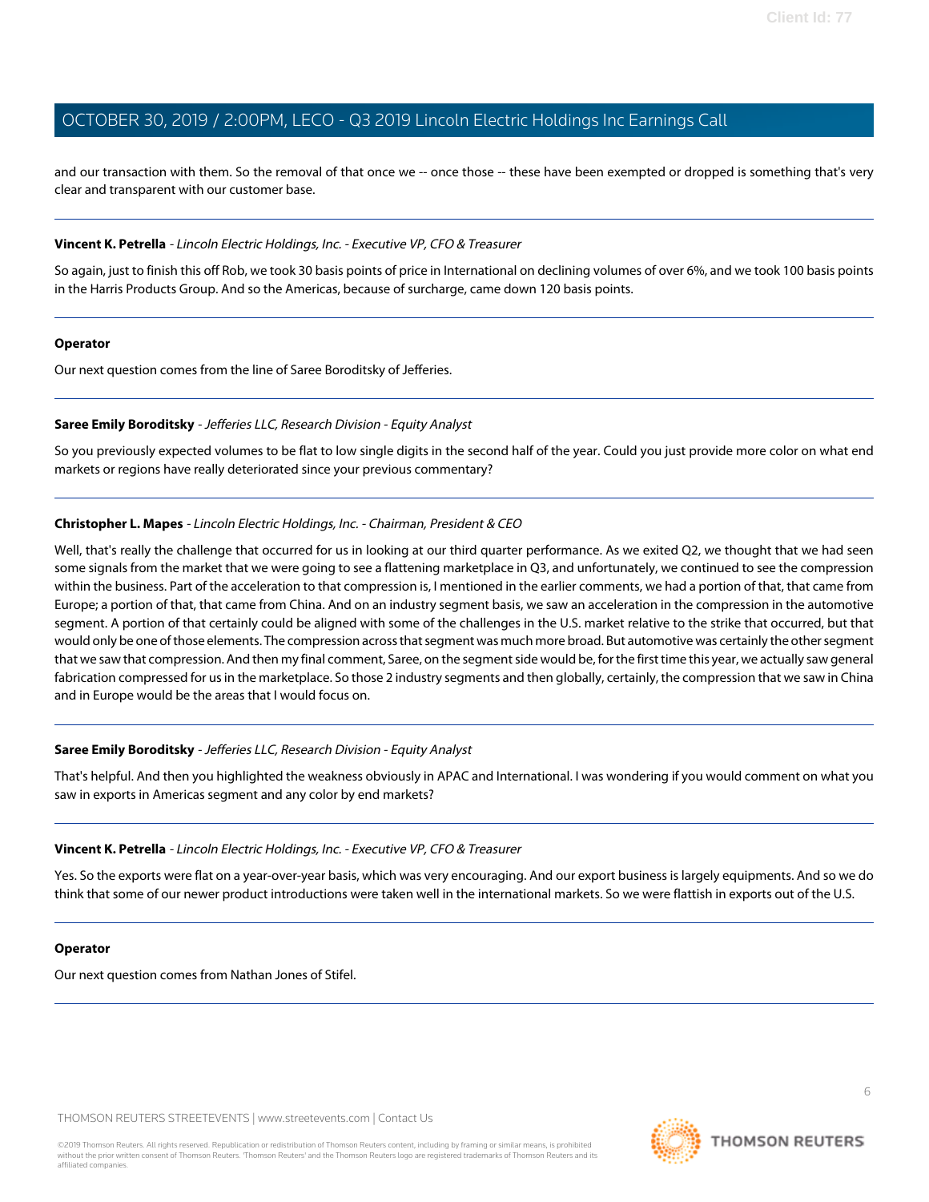and our transaction with them. So the removal of that once we -- once those -- these have been exempted or dropped is something that's very clear and transparent with our customer base.

---

**Vincent K. Petrella** - *Lincoln Electric Holdings, Inc. - Executive VP, CFO & Treasurer*

So again, just to finish this off Rob, we took 30 basis points of price in International on declining volumes of over 6%, and we took 100 basis points in the Harris Products Group. And so the Americas, because of surcharge, came down 120 basis points.

---

**Operator**

Our next question comes from the line of Saree Boroditsky of Jefferies.

---

**Saree Emily Boroditsky** - *Jefferies LLC, Research Division - Equity Analyst*

So you previously expected volumes to be flat to low single digits in the second half of the year. Could you just provide more color on what end markets or regions have really deteriorated since your previous commentary?

---

**Christopher L. Mapes** - *Lincoln Electric Holdings, Inc. - Chairman, President & CEO*

Well, that's really the challenge that occurred for us in looking at our third quarter performance. As we exited Q2, we thought that we had seen some signals from the market that we were going to see a flattening marketplace in Q3, and unfortunately, we continued to see the compression within the business. Part of the acceleration to that compression is, I mentioned in the earlier comments, we had a portion of that, that came from Europe; a portion of that, that came from China. And on an industry segment basis, we saw an acceleration in the compression in the automotive segment. A portion of that certainly could be aligned with some of the challenges in the U.S. market relative to the strike that occurred, but that would only be one of those elements. The compression across that segment was much more broad. But automotive was certainly the other segment that we saw that compression. And then my final comment, Saree, on the segment side would be, for the first time this year, we actually saw general fabrication compressed for us in the marketplace. So those 2 industry segments and then globally, certainly, the compression that we saw in China and in Europe would be the areas that I would focus on.

---

**Saree Emily Boroditsky** - *Jefferies LLC, Research Division - Equity Analyst*

That's helpful. And then you highlighted the weakness obviously in APAC and International. I was wondering if you would comment on what you saw in exports in Americas segment and any color by end markets?

---

**Vincent K. Petrella** - *Lincoln Electric Holdings, Inc. - Executive VP, CFO & Treasurer*

Yes. So the exports were flat on a year-over-year basis, which was very encouraging. And our export business is largely equipments. And so we do think that some of our newer product introductions were taken well in the international markets. So we were flattish in exports out of the U.S.

---

**Operator**

Our next question comes from Nathan Jones of Stifel.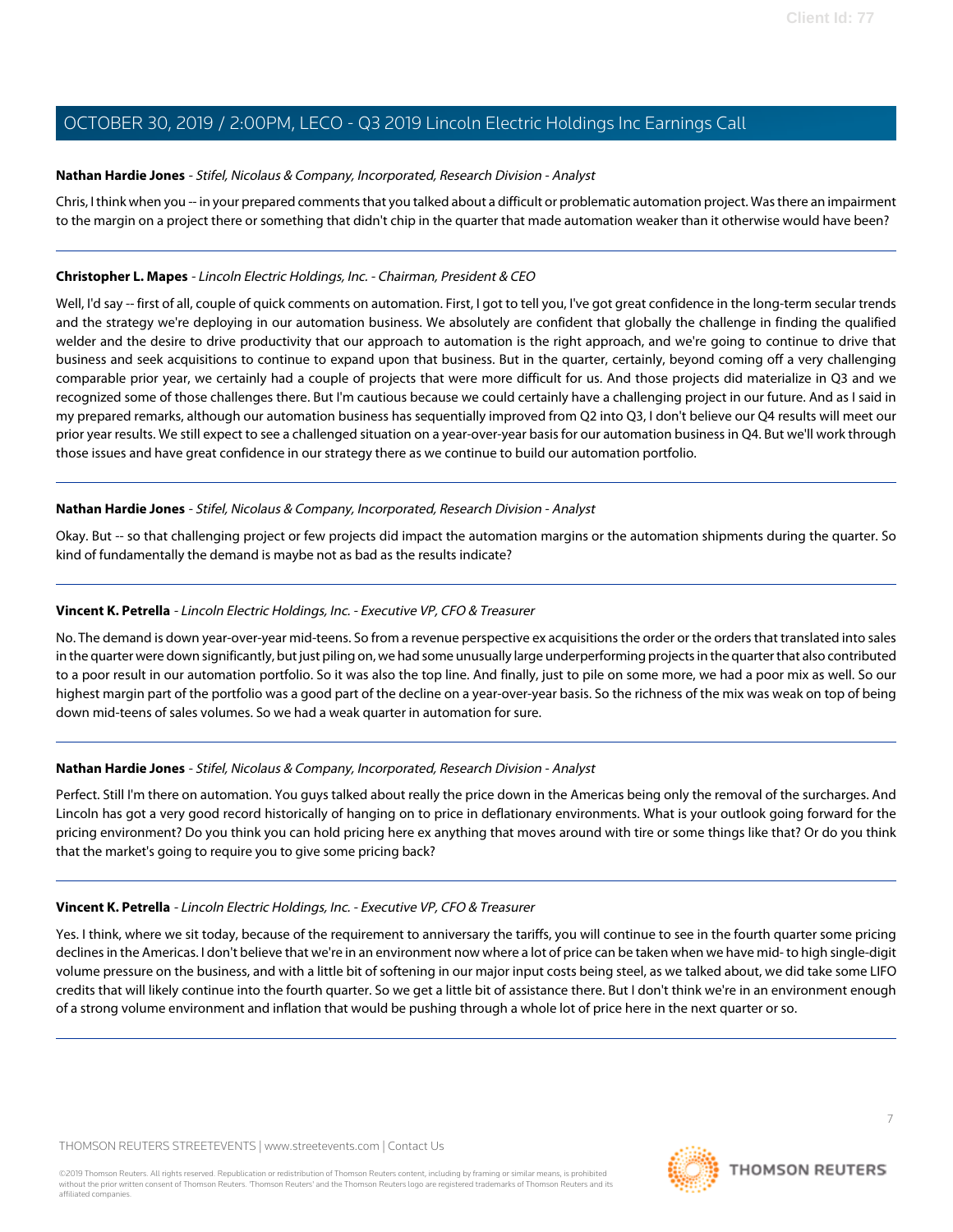**Nathan Hardie Jones** - *Stifel, Nicolaus & Company, Incorporated, Research Division - Analyst*

Chris, I think when you -- in your prepared comments that you talked about a difficult or problematic automation project. Was there an impairment to the margin on a project there or something that didn't chip in the quarter that made automation weaker than it otherwise would have been?

---

**Christopher L. Mapes** - *Lincoln Electric Holdings, Inc. - Chairman, President & CEO*

Well, I'd say -- first of all, couple of quick comments on automation. First, I got to tell you, I've got great confidence in the long-term secular trends and the strategy we're deploying in our automation business. We absolutely are confident that globally the challenge in finding the qualified welder and the desire to drive productivity that our approach to automation is the right approach, and we're going to continue to drive that business and seek acquisitions to continue to expand upon that business. But in the quarter, certainly, beyond coming off a very challenging comparable prior year, we certainly had a couple of projects that were more difficult for us. And those projects did materialize in Q3 and we recognized some of those challenges there. But I'm cautious because we could certainly have a challenging project in our future. And as I said in my prepared remarks, although our automation business has sequentially improved from Q2 into Q3, I don't believe our Q4 results will meet our prior year results. We still expect to see a challenged situation on a year-over-year basis for our automation business in Q4. But we'll work through those issues and have great confidence in our strategy there as we continue to build our automation portfolio.

---

**Nathan Hardie Jones** - *Stifel, Nicolaus & Company, Incorporated, Research Division - Analyst*

Okay. But -- so that challenging project or few projects did impact the automation margins or the automation shipments during the quarter. So kind of fundamentally the demand is maybe not as bad as the results indicate?

---

**Vincent K. Petrella** - *Lincoln Electric Holdings, Inc. - Executive VP, CFO & Treasurer*

No. The demand is down year-over-year mid-teens. So from a revenue perspective ex acquisitions the order or the orders that translated into sales in the quarter were down significantly, but just piling on, we had some unusually large underperforming projects in the quarter that also contributed to a poor result in our automation portfolio. So it was also the top line. And finally, just to pile on some more, we had a poor mix as well. So our highest margin part of the portfolio was a good part of the decline on a year-over-year basis. So the richness of the mix was weak on top of being down mid-teens of sales volumes. So we had a weak quarter in automation for sure.

---

**Nathan Hardie Jones** - *Stifel, Nicolaus & Company, Incorporated, Research Division - Analyst*

Perfect. Still I'm there on automation. You guys talked about really the price down in the Americas being only the removal of the surcharges. And Lincoln has got a very good record historically of hanging on to price in deflationary environments. What is your outlook going forward for the pricing environment? Do you think you can hold pricing here ex anything that moves around with tire or some things like that? Or do you think that the market's going to require you to give some pricing back?

---

**Vincent K. Petrella** - *Lincoln Electric Holdings, Inc. - Executive VP, CFO & Treasurer*

Yes. I think, where we sit today, because of the requirement to anniversary the tariffs, you will continue to see in the fourth quarter some pricing declines in the Americas. I don't believe that we're in an environment now where a lot of price can be taken when we have mid- to high single-digit volume pressure on the business, and with a little bit of softening in our major input costs being steel, as we talked about, we did take some LIFO credits that will likely continue into the fourth quarter. So we get a little bit of assistance there. But I don't think we're in an environment enough of a strong volume environment and inflation that would be pushing through a whole lot of price here in the next quarter or so.

---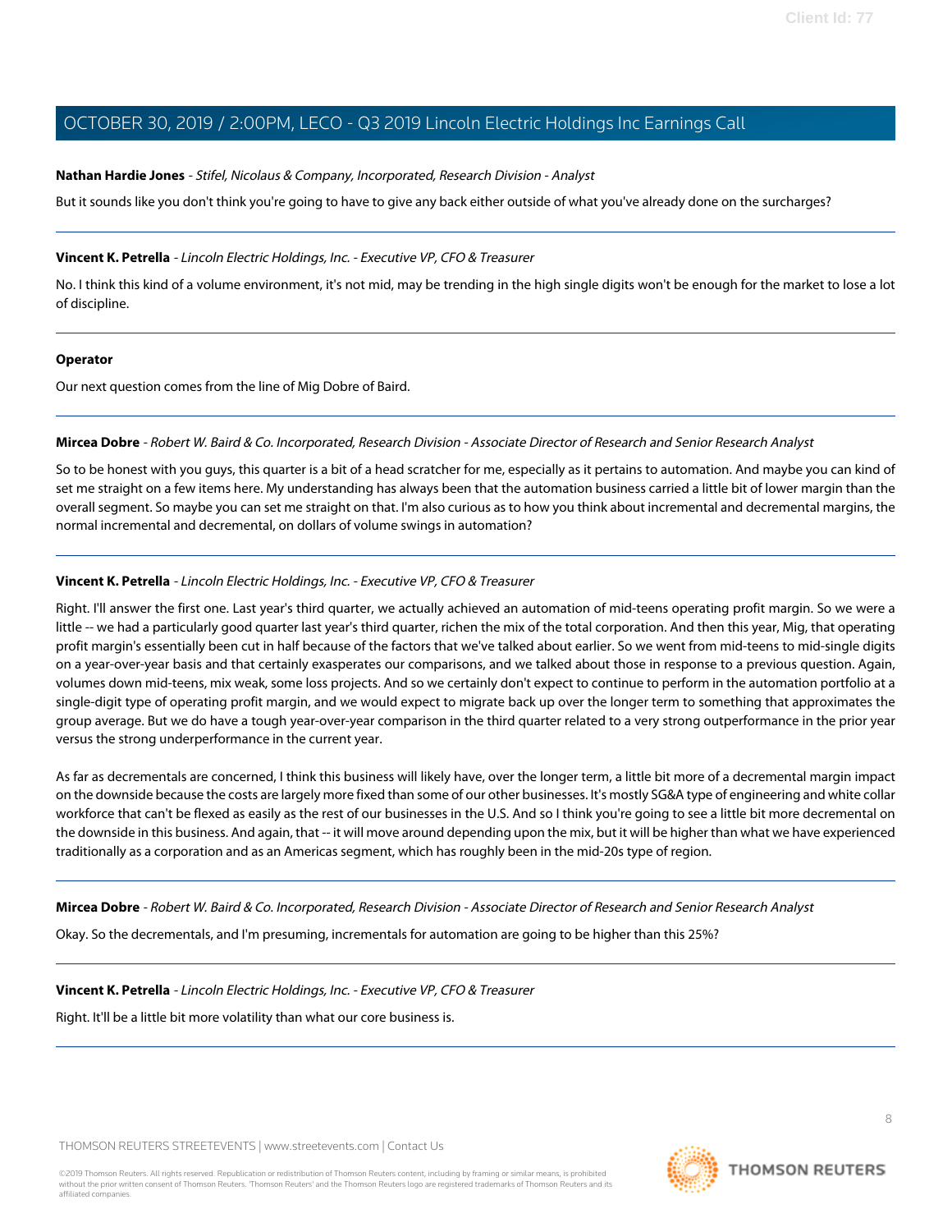**Nathan Hardie Jones** - *Stifel, Nicolaus & Company, Incorporated, Research Division - Analyst*

But it sounds like you don't think you're going to have to give any back either outside of what you've already done on the surcharges?

---

**Vincent K. Petrella** - *Lincoln Electric Holdings, Inc. - Executive VP, CFO & Treasurer*

No. I think this kind of a volume environment, it's not mid, may be trending in the high single digits won't be enough for the market to lose a lot of discipline.

---

**Operator**

Our next question comes from the line of Mig Dobre of Baird.

---

**Mircea Dobre** - *Robert W. Baird & Co. Incorporated, Research Division - Associate Director of Research and Senior Research Analyst*

So to be honest with you guys, this quarter is a bit of a head scratcher for me, especially as it pertains to automation. And maybe you can kind of set me straight on a few items here. My understanding has always been that the automation business carried a little bit of lower margin than the overall segment. So maybe you can set me straight on that. I'm also curious as to how you think about incremental and decremental margins, the normal incremental and decremental, on dollars of volume swings in automation?

---

**Vincent K. Petrella** - *Lincoln Electric Holdings, Inc. - Executive VP, CFO & Treasurer*

Right. I'll answer the first one. Last year's third quarter, we actually achieved an automation of mid-teens operating profit margin. So we were a little -- we had a particularly good quarter last year's third quarter, richen the mix of the total corporation. And then this year, Mig, that operating profit margin's essentially been cut in half because of the factors that we've talked about earlier. So we went from mid-teens to mid-single digits on a year-over-year basis and that certainly exasperates our comparisons, and we talked about those in response to a previous question. Again, volumes down mid-teens, mix weak, some loss projects. And so we certainly don't expect to continue to perform in the automation portfolio at a single-digit type of operating profit margin, and we would expect to migrate back up over the longer term to something that approximates the group average. But we do have a tough year-over-year comparison in the third quarter related to a very strong outperformance in the prior year versus the strong underperformance in the current year.

As far as decrementals are concerned, I think this business will likely have, over the longer term, a little bit more of a decremental margin impact on the downside because the costs are largely more fixed than some of our other businesses. It's mostly SG&A type of engineering and white collar workforce that can't be flexed as easily as the rest of our businesses in the U.S. And so I think you're going to see a little bit more decremental on the downside in this business. And again, that -- it will move around depending upon the mix, but it will be higher than what we have experienced traditionally as a corporation and as an Americas segment, which has roughly been in the mid-20s type of region.

---

**Mircea Dobre** - *Robert W. Baird & Co. Incorporated, Research Division - Associate Director of Research and Senior Research Analyst*

Okay. So the decrementals, and I'm presuming, incrementals for automation are going to be higher than this 25%?

---

**Vincent K. Petrella** - *Lincoln Electric Holdings, Inc. - Executive VP, CFO & Treasurer*

Right. It'll be a little bit more volatility than what our core business is.

---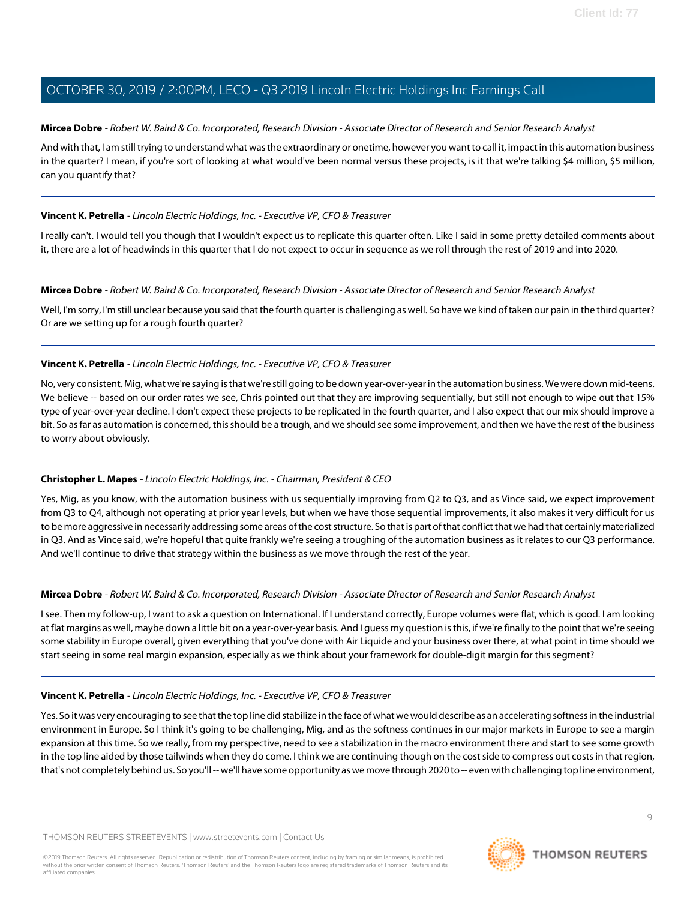**Mircea Dobre** - *Robert W. Baird & Co. Incorporated, Research Division - Associate Director of Research and Senior Research Analyst*

And with that, I am still trying to understand what was the extraordinary or onetime, however you want to call it, impact in this automation business in the quarter? I mean, if you're sort of looking at what would've been normal versus these projects, is it that we're talking $4 million, $5 million, can you quantify that?

---

**Vincent K. Petrella** - *Lincoln Electric Holdings, Inc. - Executive VP, CFO & Treasurer*

I really can't. I would tell you though that I wouldn't expect us to replicate this quarter often. Like I said in some pretty detailed comments about it, there are a lot of headwinds in this quarter that I do not expect to occur in sequence as we roll through the rest of 2019 and into 2020.

---

**Mircea Dobre** - *Robert W. Baird & Co. Incorporated, Research Division - Associate Director of Research and Senior Research Analyst*

Well, I'm sorry, I'm still unclear because you said that the fourth quarter is challenging as well. So have we kind of taken our pain in the third quarter? Or are we setting up for a rough fourth quarter?

---

**Vincent K. Petrella** - *Lincoln Electric Holdings, Inc. - Executive VP, CFO & Treasurer*

No, very consistent. Mig, what we're saying is that we're still going to be down year-over-year in the automation business. We were down mid-teens. We believe -- based on our order rates we see, Chris pointed out that they are improving sequentially, but still not enough to wipe out that 15% type of year-over-year decline. I don't expect these projects to be replicated in the fourth quarter, and I also expect that our mix should improve a bit. So as far as automation is concerned, this should be a trough, and we should see some improvement, and then we have the rest of the business to worry about obviously.

---

**Christopher L. Mapes** - *Lincoln Electric Holdings, Inc. - Chairman, President & CEO*

Yes, Mig, as you know, with the automation business with us sequentially improving from Q2 to Q3, and as Vince said, we expect improvement from Q3 to Q4, although not operating at prior year levels, but when we have those sequential improvements, it also makes it very difficult for us to be more aggressive in necessarily addressing some areas of the cost structure. So that is part of that conflict that we had that certainly materialized in Q3. And as Vince said, we're hopeful that quite frankly we're seeing a troughing of the automation business as it relates to our Q3 performance. And we'll continue to drive that strategy within the business as we move through the rest of the year.

---

**Mircea Dobre** - *Robert W. Baird & Co. Incorporated, Research Division - Associate Director of Research and Senior Research Analyst*

I see. Then my follow-up, I want to ask a question on International. If I understand correctly, Europe volumes were flat, which is good. I am looking at flat margins as well, maybe down a little bit on a year-over-year basis. And I guess my question is this, if we're finally to the point that we're seeing some stability in Europe overall, given everything that you've done with Air Liquide and your business over there, at what point in time should we start seeing in some real margin expansion, especially as we think about your framework for double-digit margin for this segment?

---

**Vincent K. Petrella** - *Lincoln Electric Holdings, Inc. - Executive VP, CFO & Treasurer*

Yes. So it was very encouraging to see that the top line did stabilize in the face of what we would describe as an accelerating softness in the industrial environment in Europe. So I think it's going to be challenging, Mig, and as the softness continues in our major markets in Europe to see a margin expansion at this time. So we really, from my perspective, need to see a stabilization in the macro environment there and start to see some growth in the top line aided by those tailwinds when they do come. I think we are continuing though on the cost side to compress out costs in that region, that's not completely behind us. So you'll -- we'll have some opportunity as we move through 2020 to -- even with challenging top line environment,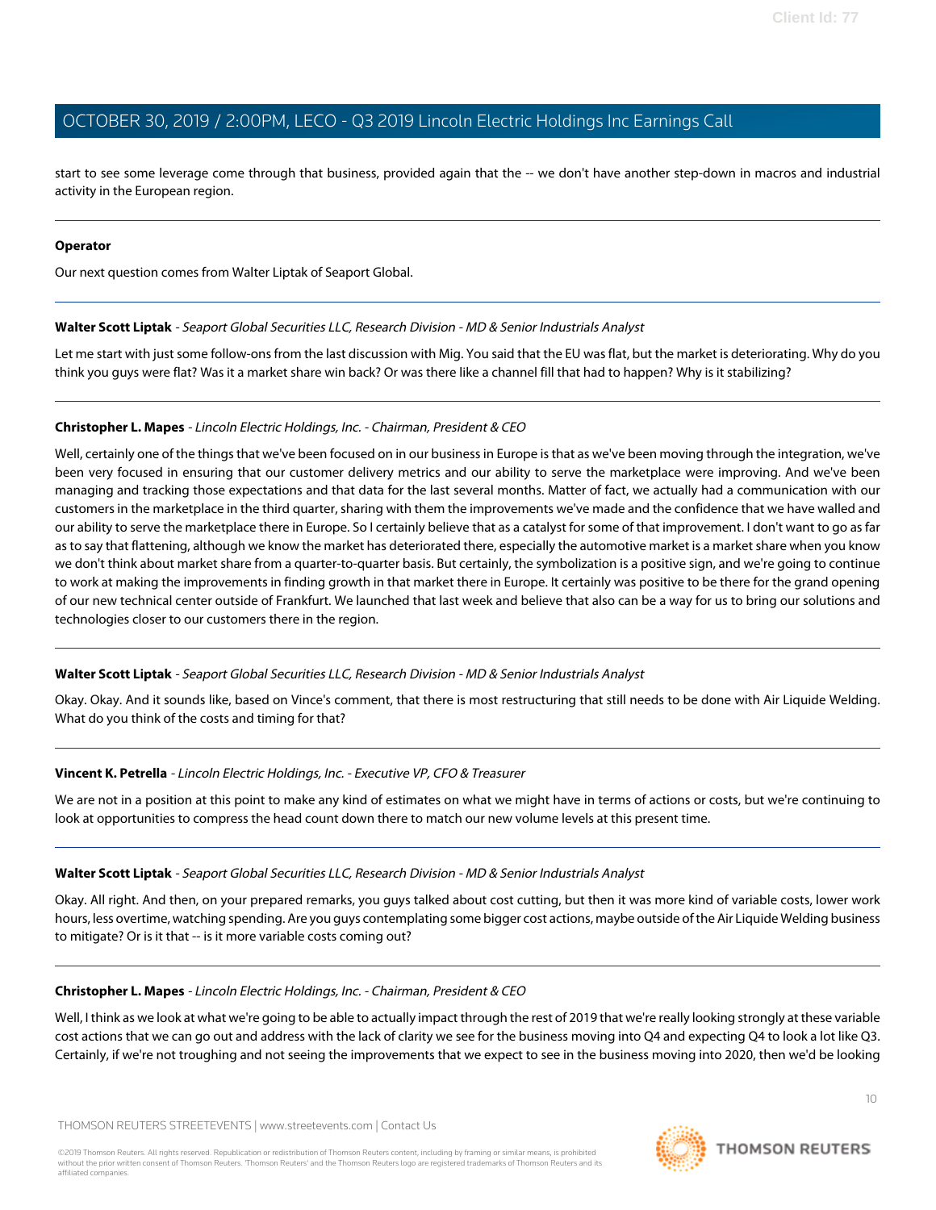start to see some leverage come through that business, provided again that the -- we don't have another step-down in macros and industrial activity in the European region.

---

**Operator**

Our next question comes from Walter Liptak of Seaport Global.

---

**Walter Scott Liptak** - *Seaport Global Securities LLC, Research Division - MD & Senior Industrials Analyst*

Let me start with just some follow-ons from the last discussion with Mig. You said that the EU was flat, but the market is deteriorating. Why do you think you guys were flat? Was it a market share win back? Or was there like a channel fill that had to happen? Why is it stabilizing?

---

**Christopher L. Mapes** - *Lincoln Electric Holdings, Inc. - Chairman, President & CEO*

Well, certainly one of the things that we've been focused on in our business in Europe is that as we've been moving through the integration, we've been very focused in ensuring that our customer delivery metrics and our ability to serve the marketplace were improving. And we've been managing and tracking those expectations and that data for the last several months. Matter of fact, we actually had a communication with our customers in the marketplace in the third quarter, sharing with them the improvements we've made and the confidence that we have walled and our ability to serve the marketplace there in Europe. So I certainly believe that as a catalyst for some of that improvement. I don't want to go as far as to say that flattening, although we know the market has deteriorated there, especially the automotive market is a market share when you know we don't think about market share from a quarter-to-quarter basis. But certainly, the symbolization is a positive sign, and we're going to continue to work at making the improvements in finding growth in that market there in Europe. It certainly was positive to be there for the grand opening of our new technical center outside of Frankfurt. We launched that last week and believe that also can be a way for us to bring our solutions and technologies closer to our customers there in the region.

---

**Walter Scott Liptak** - *Seaport Global Securities LLC, Research Division - MD & Senior Industrials Analyst*

Okay. Okay. And it sounds like, based on Vince's comment, that there is most restructuring that still needs to be done with Air Liquide Welding. What do you think of the costs and timing for that?

---

**Vincent K. Petrella** - *Lincoln Electric Holdings, Inc. - Executive VP, CFO & Treasurer*

We are not in a position at this point to make any kind of estimates on what we might have in terms of actions or costs, but we're continuing to look at opportunities to compress the head count down there to match our new volume levels at this present time.

---

**Walter Scott Liptak** - *Seaport Global Securities LLC, Research Division - MD & Senior Industrials Analyst*

Okay. All right. And then, on your prepared remarks, you guys talked about cost cutting, but then it was more kind of variable costs, lower work hours, less overtime, watching spending. Are you guys contemplating some bigger cost actions, maybe outside of the Air Liquide Welding business to mitigate? Or is it that -- is it more variable costs coming out?

---

**Christopher L. Mapes** - *Lincoln Electric Holdings, Inc. - Chairman, President & CEO*

Well, I think as we look at what we're going to be able to actually impact through the rest of 2019 that we're really looking strongly at these variable cost actions that we can go out and address with the lack of clarity we see for the business moving into Q4 and expecting Q4 to look a lot like Q3. Certainly, if we're not troughing and not seeing the improvements that we expect to see in the business moving into 2020, then we'd be looking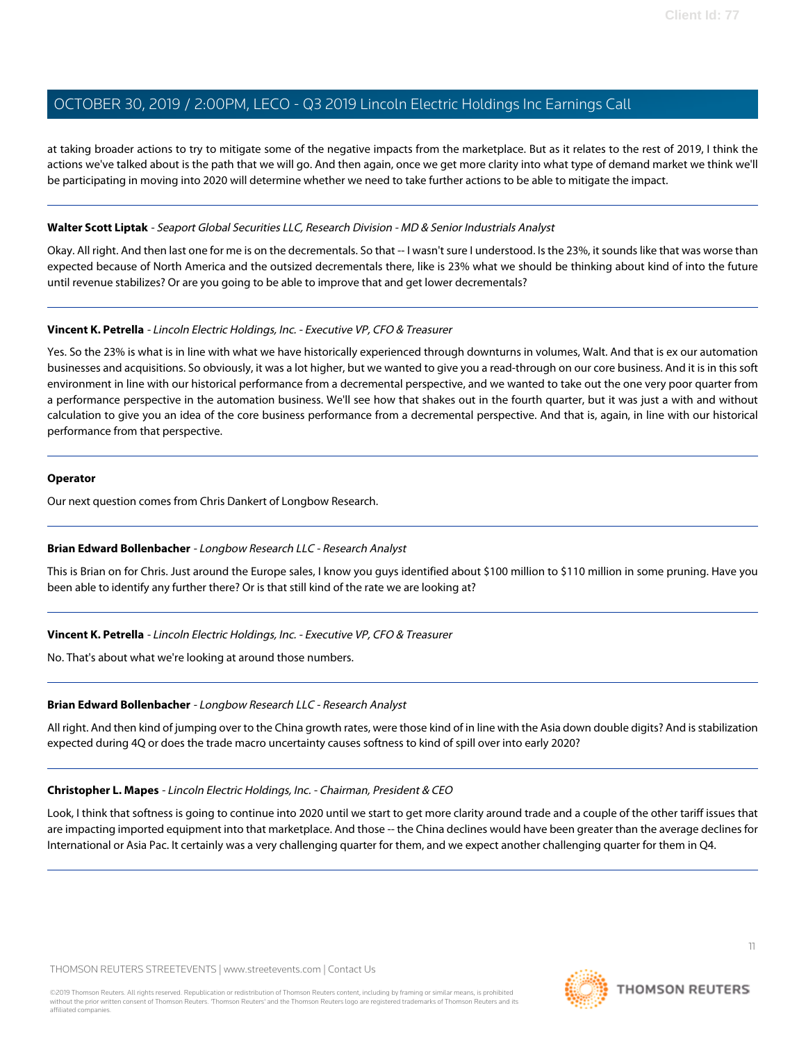at taking broader actions to try to mitigate some of the negative impacts from the marketplace. But as it relates to the rest of 2019, I think the actions we've talked about is the path that we will go. And then again, once we get more clarity into what type of demand market we think we'll be participating in moving into 2020 will determine whether we need to take further actions to be able to mitigate the impact.

---

**Walter Scott Liptak** - *Seaport Global Securities LLC, Research Division - MD & Senior Industrials Analyst*

Okay. All right. And then last one for me is on the decrementals. So that -- I wasn't sure I understood. Is the 23%, it sounds like that was worse than expected because of North America and the outsized decrementals there, like is 23% what we should be thinking about kind of into the future until revenue stabilizes? Or are you going to be able to improve that and get lower decrementals?

---

**Vincent K. Petrella** - *Lincoln Electric Holdings, Inc. - Executive VP, CFO & Treasurer*

Yes. So the 23% is what is in line with what we have historically experienced through downturns in volumes, Walt. And that is ex our automation businesses and acquisitions. So obviously, it was a lot higher, but we wanted to give you a read-through on our core business. And it is in this soft environment in line with our historical performance from a decremental perspective, and we wanted to take out the one very poor quarter from a performance perspective in the automation business. We'll see how that shakes out in the fourth quarter, but it was just a with and without calculation to give you an idea of the core business performance from a decremental perspective. And that is, again, in line with our historical performance from that perspective.

---

**Operator**

Our next question comes from Chris Dankert of Longbow Research.

---

**Brian Edward Bollenbacher** - *Longbow Research LLC - Research Analyst*

This is Brian on for Chris. Just around the Europe sales, I know you guys identified about $100 million to $110 million in some pruning. Have you been able to identify any further there? Or is that still kind of the rate we are looking at?

---

**Vincent K. Petrella** - *Lincoln Electric Holdings, Inc. - Executive VP, CFO & Treasurer*

No. That's about what we're looking at around those numbers.

---

**Brian Edward Bollenbacher** - *Longbow Research LLC - Research Analyst*

All right. And then kind of jumping over to the China growth rates, were those kind of in line with the Asia down double digits? And is stabilization expected during 4Q or does the trade macro uncertainty causes softness to kind of spill over into early 2020?

---

**Christopher L. Mapes** - *Lincoln Electric Holdings, Inc. - Chairman, President & CEO*

Look, I think that softness is going to continue into 2020 until we start to get more clarity around trade and a couple of the other tariff issues that are impacting imported equipment into that marketplace. And those -- the China declines would have been greater than the average declines for International or Asia Pac. It certainly was a very challenging quarter for them, and we expect another challenging quarter for them in Q4.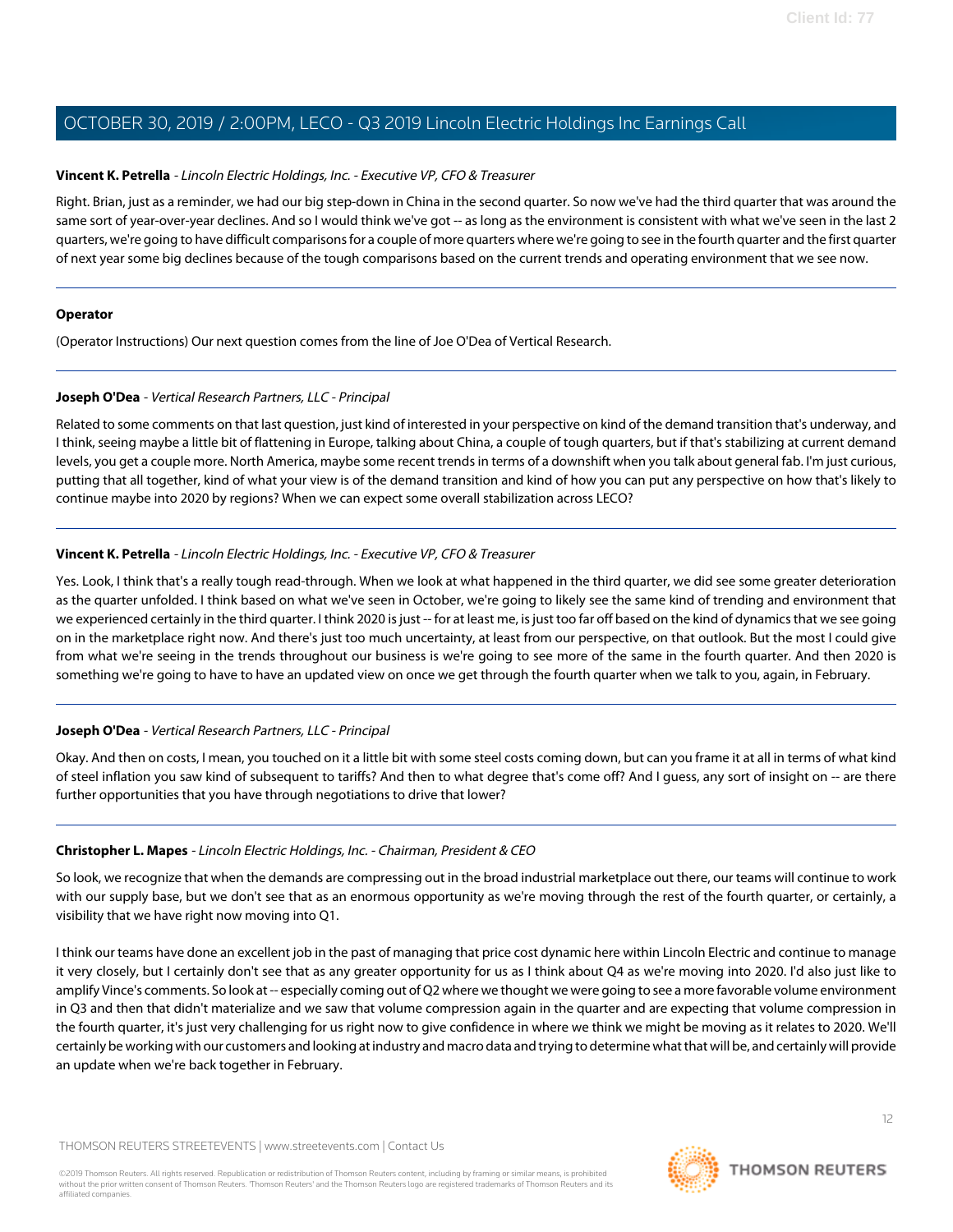**Vincent K. Petrella** - *Lincoln Electric Holdings, Inc. - Executive VP, CFO & Treasurer*

Right. Brian, just as a reminder, we had our big step-down in China in the second quarter. So now we've had the third quarter that was around the same sort of year-over-year declines. And so I would think we've got -- as long as the environment is consistent with what we've seen in the last 2 quarters, we're going to have difficult comparisons for a couple of more quarters where we're going to see in the fourth quarter and the first quarter of next year some big declines because of the tough comparisons based on the current trends and operating environment that we see now.

---

**Operator**

(Operator Instructions) Our next question comes from the line of Joe O'Dea of Vertical Research.

---

**Joseph O'Dea** - *Vertical Research Partners, LLC - Principal*

Related to some comments on that last question, just kind of interested in your perspective on kind of the demand transition that's underway, and I think, seeing maybe a little bit of flattening in Europe, talking about China, a couple of tough quarters, but if that's stabilizing at current demand levels, you get a couple more. North America, maybe some recent trends in terms of a downshift when you talk about general fab. I'm just curious, putting that all together, kind of what your view is of the demand transition and kind of how you can put any perspective on how that's likely to continue maybe into 2020 by regions? When we can expect some overall stabilization across LECO?

---

**Vincent K. Petrella** - *Lincoln Electric Holdings, Inc. - Executive VP, CFO & Treasurer*

Yes. Look, I think that's a really tough read-through. When we look at what happened in the third quarter, we did see some greater deterioration as the quarter unfolded. I think based on what we've seen in October, we're going to likely see the same kind of trending and environment that we experienced certainly in the third quarter. I think 2020 is just -- for at least me, is just too far off based on the kind of dynamics that we see going on in the marketplace right now. And there's just too much uncertainty, at least from our perspective, on that outlook. But the most I could give from what we're seeing in the trends throughout our business is we're going to see more of the same in the fourth quarter. And then 2020 is something we're going to have to have an updated view on once we get through the fourth quarter when we talk to you, again, in February.

---

**Joseph O'Dea** - *Vertical Research Partners, LLC - Principal*

Okay. And then on costs, I mean, you touched on it a little bit with some steel costs coming down, but can you frame it at all in terms of what kind of steel inflation you saw kind of subsequent to tariffs? And then to what degree that's come off? And I guess, any sort of insight on -- are there further opportunities that you have through negotiations to drive that lower?

---

**Christopher L. Mapes** - *Lincoln Electric Holdings, Inc. - Chairman, President & CEO*

So look, we recognize that when the demands are compressing out in the broad industrial marketplace out there, our teams will continue to work with our supply base, but we don't see that as an enormous opportunity as we're moving through the rest of the fourth quarter, or certainly, a visibility that we have right now moving into Q1.

I think our teams have done an excellent job in the past of managing that price cost dynamic here within Lincoln Electric and continue to manage it very closely, but I certainly don't see that as any greater opportunity for us as I think about Q4 as we're moving into 2020. I'd also just like to amplify Vince's comments. So look at -- especially coming out of Q2 where we thought we were going to see a more favorable volume environment in Q3 and then that didn't materialize and we saw that volume compression again in the quarter and are expecting that volume compression in the fourth quarter, it's just very challenging for us right now to give confidence in where we think we might be moving as it relates to 2020. We'll certainly be working with our customers and looking at industry and macro data and trying to determine what that will be, and certainly will provide an update when we're back together in February.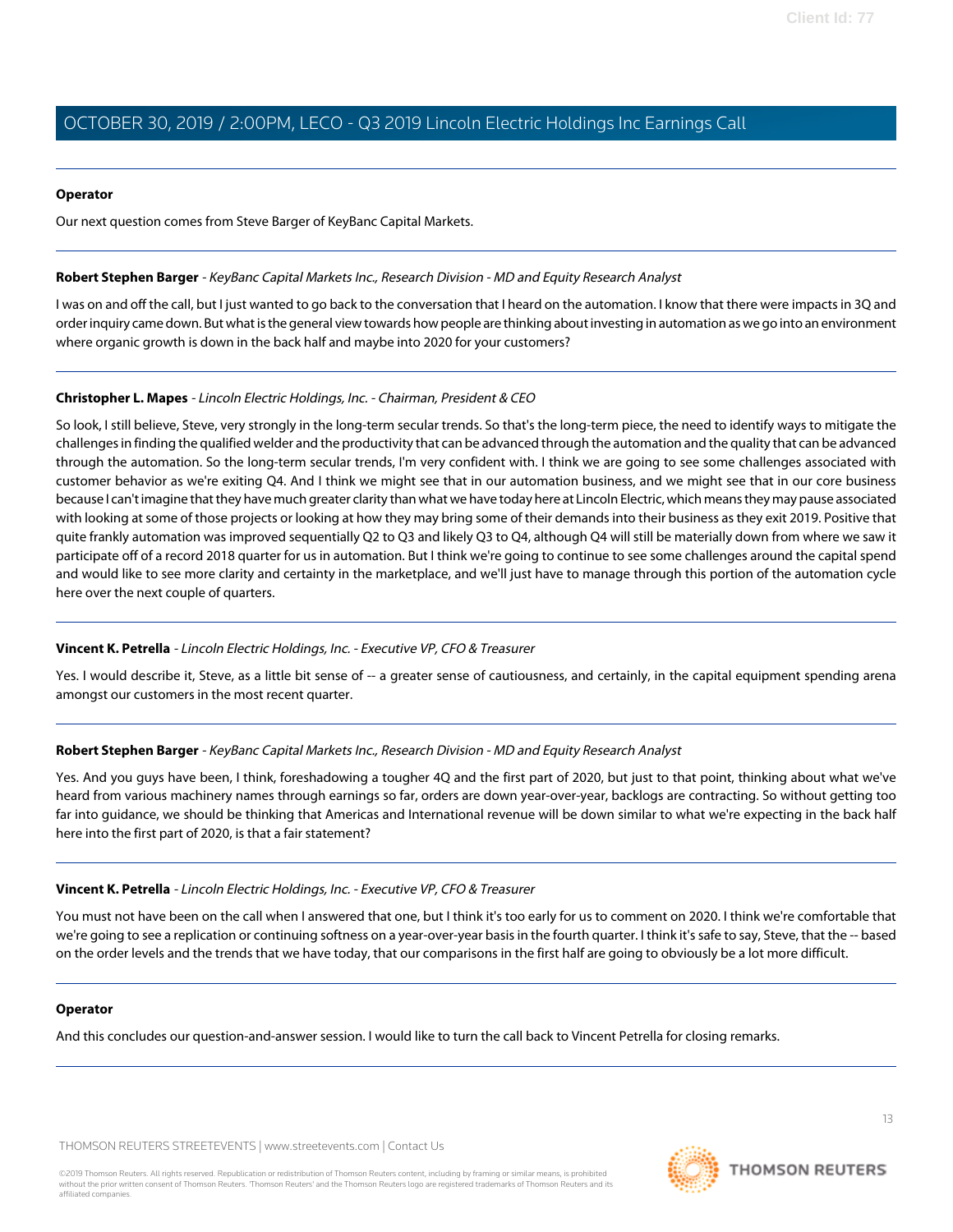**Operator**

Our next question comes from Steve Barger of KeyBanc Capital Markets.

---

**Robert Stephen Barger** - *KeyBanc Capital Markets Inc., Research Division - MD and Equity Research Analyst*

I was on and off the call, but I just wanted to go back to the conversation that I heard on the automation. I know that there were impacts in 3Q and order inquiry came down. But what is the general view towards how people are thinking about investing in automation as we go into an environment where organic growth is down in the back half and maybe into 2020 for your customers?

---

**Christopher L. Mapes** - *Lincoln Electric Holdings, Inc. - Chairman, President & CEO*

So look, I still believe, Steve, very strongly in the long-term secular trends. So that's the long-term piece, the need to identify ways to mitigate the challenges in finding the qualified welder and the productivity that can be advanced through the automation and the quality that can be advanced through the automation. So the long-term secular trends, I'm very confident with. I think we are going to see some challenges associated with customer behavior as we're exiting Q4. And I think we might see that in our automation business, and we might see that in our core business because I can't imagine that they have much greater clarity than what we have today here at Lincoln Electric, which means they may pause associated with looking at some of those projects or looking at how they may bring some of their demands into their business as they exit 2019. Positive that quite frankly automation was improved sequentially Q2 to Q3 and likely Q3 to Q4, although Q4 will still be materially down from where we saw it participate off of a record 2018 quarter for us in automation. But I think we're going to continue to see some challenges around the capital spend and would like to see more clarity and certainty in the marketplace, and we'll just have to manage through this portion of the automation cycle here over the next couple of quarters.

---

**Vincent K. Petrella** - *Lincoln Electric Holdings, Inc. - Executive VP, CFO & Treasurer*

Yes. I would describe it, Steve, as a little bit sense of -- a greater sense of cautiousness, and certainly, in the capital equipment spending arena amongst our customers in the most recent quarter.

---

**Robert Stephen Barger** - *KeyBanc Capital Markets Inc., Research Division - MD and Equity Research Analyst*

Yes. And you guys have been, I think, foreshadowing a tougher 4Q and the first part of 2020, but just to that point, thinking about what we've heard from various machinery names through earnings so far, orders are down year-over-year, backlogs are contracting. So without getting too far into guidance, we should be thinking that Americas and International revenue will be down similar to what we're expecting in the back half here into the first part of 2020, is that a fair statement?

---

**Vincent K. Petrella** - *Lincoln Electric Holdings, Inc. - Executive VP, CFO & Treasurer*

You must not have been on the call when I answered that one, but I think it's too early for us to comment on 2020. I think we're comfortable that we're going to see a replication or continuing softness on a year-over-year basis in the fourth quarter. I think it's safe to say, Steve, that the -- based on the order levels and the trends that we have today, that our comparisons in the first half are going to obviously be a lot more difficult.

---

**Operator**

And this concludes our question-and-answer session. I would like to turn the call back to Vincent Petrella for closing remarks.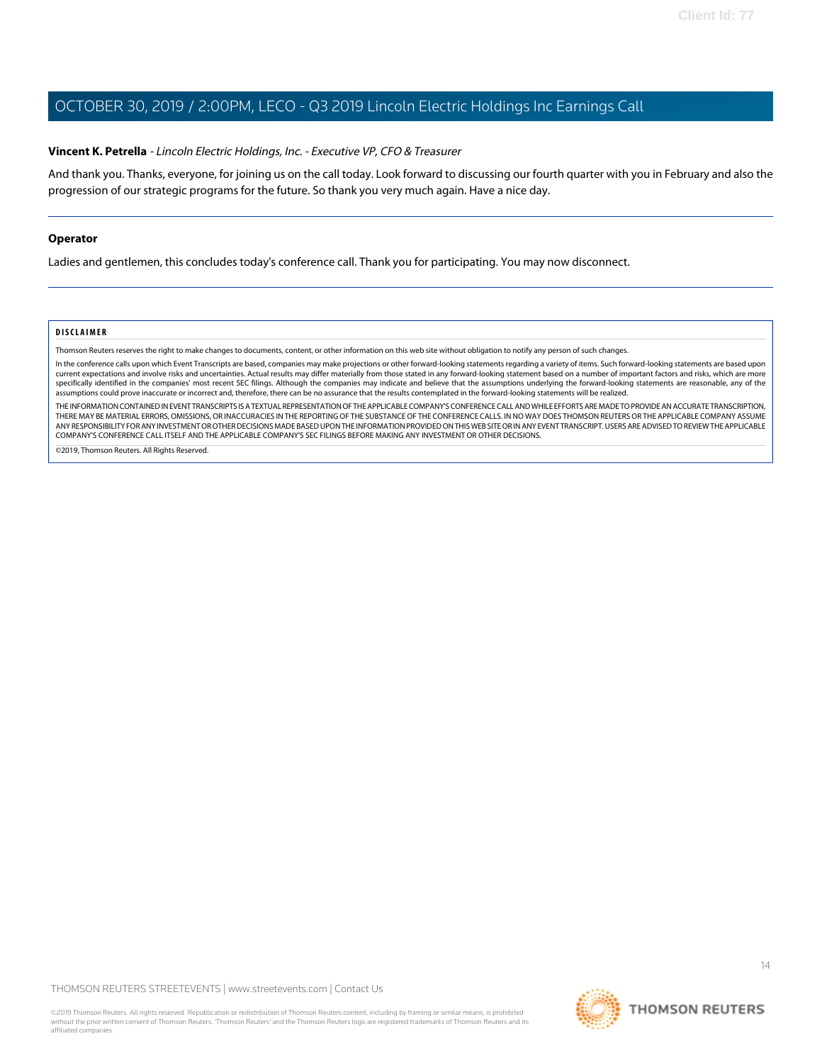**Vincent K. Petrella** - *Lincoln Electric Holdings, Inc. - Executive VP, CFO & Treasurer*

And thank you. Thanks, everyone, for joining us on the call today. Look forward to discussing our fourth quarter with you in February and also the progression of our strategic programs for the future. So thank you very much again. Have a nice day.

---

**Operator**

Ladies and gentlemen, this concludes today's conference call. Thank you for participating. You may now disconnect.

---

**DISCLAIMER**

Thomson Reuters reserves the right to make changes to documents, content, or other information on this web site without obligation to notify any person of such changes.

In the conference calls upon which Event Transcripts are based, companies may make projections or other forward-looking statements regarding a variety of items. Such forward-looking statements are based upon current expectations and involve risks and uncertainties. Actual results may differ materially from those stated in any forward-looking statement based on a number of important factors and risks, which are more specifically identified in the companies' most recent SEC filings. Although the companies may indicate and believe that the assumptions underlying the forward-looking statements are reasonable, any of the assumptions could prove inaccurate or incorrect and, therefore, there can be no assurance that the results contemplated in the forward-looking statements will be realized.

THE INFORMATION CONTAINED IN EVENT TRANSCRIPTS IS A TEXTUAL REPRESENTATION OF THE APPLICABLE COMPANY'S CONFERENCE CALL AND WHILE EFFORTS ARE MADE TO PROVIDE AN ACCURATE TRANSCRIPTION, THERE MAY BE MATERIAL ERRORS, OMISSIONS, OR INACCURACIES IN THE REPORTING OF THE SUBSTANCE OF THE CONFERENCE CALLS. IN NO WAY DOES THOMSON REUTERS OR THE APPLICABLE COMPANY ASSUME ANY RESPONSIBILITY FOR ANY INVESTMENT OR OTHER DECISIONS MADE BASED UPON THE INFORMATION PROVIDED ON THIS WEB SITE OR IN ANY EVENT TRANSCRIPT. USERS ARE ADVISED TO REVIEW THE APPLICABLE COMPANY'S CONFERENCE CALL ITSELF AND THE APPLICABLE COMPANY'S SEC FILINGS BEFORE MAKING ANY INVESTMENT OR OTHER DECISIONS.

©2019, Thomson Reuters. All Rights Reserved.